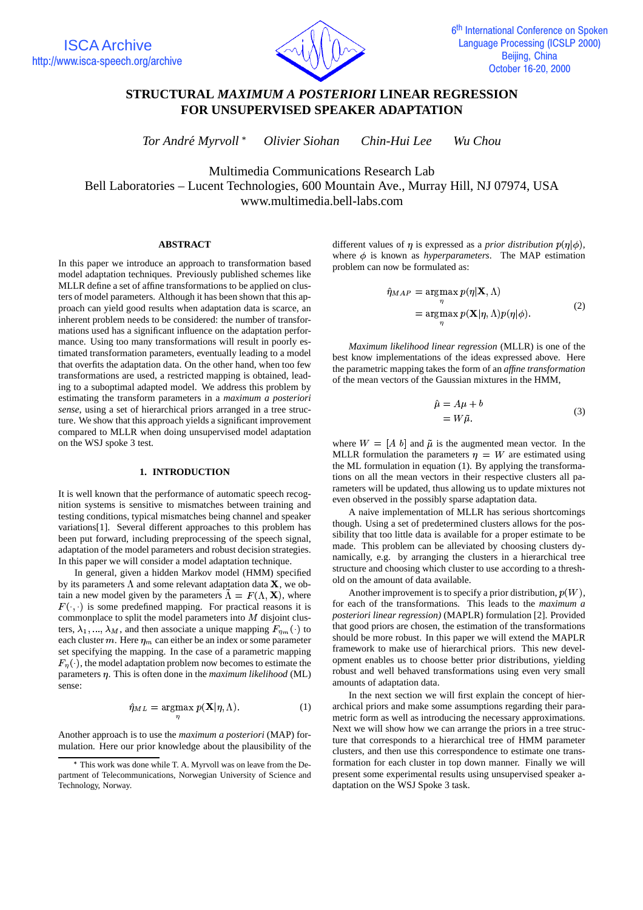# STRUCTURAL *MAXIMUM A POSTERIORI* LINEAR REGRESSION FOR UNSUPERVISED SPEAKER ADAPTATION

*Tor André Myrvoll* * *Olivier Siohan* *Chin-Hui Lee* *Wu Chou*

Multimedia Communications Research Lab
Bell Laboratories – Lucent Technologies, 600 Mountain Ave., Murray Hill, NJ 07974, USA
www.multimedia.bell-labs.com

## ABSTRACT

In this paper we introduce an approach to transformation based model adaptation techniques. Previously published schemes like MLLR define a set of affine transformations to be applied on clusters of model parameters. Although it has been shown that this approach can yield good results when adaptation data is scarce, an inherent problem needs to be considered: the number of transformations used has a significant influence on the adaptation performance. Using too many transformations will result in poorly estimated transformation parameters, eventually leading to a model that overfits the adaptation data. On the other hand, when too few transformations are used, a restricted mapping is obtained, leading to a suboptimal adapted model. We address this problem by estimating the transform parameters in a *maximum a posteriori sense*, using a set of hierarchical priors arranged in a tree structure. We show that this approach yields a significant improvement compared to MLLR when doing unsupervised model adaptation on the WSJ spoke 3 test.

## 1. INTRODUCTION

It is well known that the performance of automatic speech recognition systems is sensitive to mismatches between training and testing conditions, typical mismatches being channel and speaker variations[1]. Several different approaches to this problem has been put forward, including preprocessing of the speech signal, adaptation of the model parameters and robust decision strategies. In this paper we will consider a model adaptation technique.

In general, given a hidden Markov model (HMM) specified by its parameters $\Lambda$ and some relevant adaptation data $\mathbf{X}$, we obtain a new model given by the parameters $\tilde{\Lambda} = F(\Lambda, \mathbf{X})$, where $F(\cdot, \cdot)$ is some predefined mapping. For practical reasons it is commonplace to split the model parameters into $M$ disjoint clusters, $\lambda_1, ..., \lambda_M$, and then associate a unique mapping $F_{\eta_m}(\cdot)$ to each cluster $m$. Here $\eta_m$ can either be an index or some parameter set specifying the mapping. In the case of a parametric mapping $F_\eta(\cdot)$, the model adaptation problem now becomes to estimate the parameters $\eta$. This is often done in the *maximum likelihood* (ML) sense:

$$\hat{\eta}_{ML} = \underset{\eta}{\operatorname{argmax}}\, p(\mathbf{X}|\eta, \Lambda). \tag{1}$$

Another approach is to use the *maximum a posteriori* (MAP) formulation. Here our prior knowledge about the plausibility of the different values of $\eta$ is expressed as a *prior distribution* $p(\eta|\phi)$, where $\phi$ is known as *hyperparameters*. The MAP estimation problem can now be formulated as:

$$\begin{aligned}\hat{\eta}_{MAP} &= \underset{\eta}{\operatorname{argmax}}\, p(\eta|\mathbf{X}, \Lambda) \\ &= \underset{\eta}{\operatorname{argmax}}\, p(\mathbf{X}|\eta, \Lambda) p(\eta|\phi).\end{aligned} \tag{2}$$

*Maximum likelihood linear regression* (MLLR) is one of the best know implementations of the ideas expressed above. Here the parametric mapping takes the form of an *affine transformation* of the mean vectors of the Gaussian mixtures in the HMM,

$$\begin{aligned}\hat{\mu} &= A\mu + b \\ &= W\tilde{\mu}.\end{aligned} \tag{3}$$

where $W = [A\ b]$ and $\tilde{\mu}$ is the augmented mean vector. In the MLLR formulation the parameters $\eta = W$ are estimated using the ML formulation in equation (1). By applying the transformations on all the mean vectors in their respective clusters all parameters will be updated, thus allowing us to update mixtures not even observed in the possibly sparse adaptation data.

A naive implementation of MLLR has serious shortcomings though. Using a set of predetermined clusters allows for the possibility that too little data is available for a proper estimate to be made. This problem can be alleviated by choosing clusters dynamically, e.g. by arranging the clusters in a hierarchical tree structure and choosing which cluster to use according to a threshold on the amount of data available.

Another improvement is to specify a prior distribution, $p(W)$, for each of the transformations. This leads to the *maximum a posteriori linear regression)* (MAPLR) formulation [2]. Provided that good priors are chosen, the estimation of the transformations should be more robust. In this paper we will extend the MAPLR framework to make use of hierarchical priors. This new development enables us to choose better prior distributions, yielding robust and well behaved transformations using even very small amounts of adaptation data.

In the next section we will first explain the concept of hierarchical priors and make some assumptions regarding their parametric form as well as introducing the necessary approximations. Next we will show how we can arrange the priors in a tree structure that corresponds to a hierarchical tree of HMM parameter clusters, and then use this correspondence to estimate one transformation for each cluster in top down manner. Finally we will present some experimental results using unsupervised speaker adaptation on the WSJ Spoke 3 task.

---

* This work was done while T. A. Myrvoll was on leave from the Department of Telecommunications, Norwegian University of Science and Technology, Norway.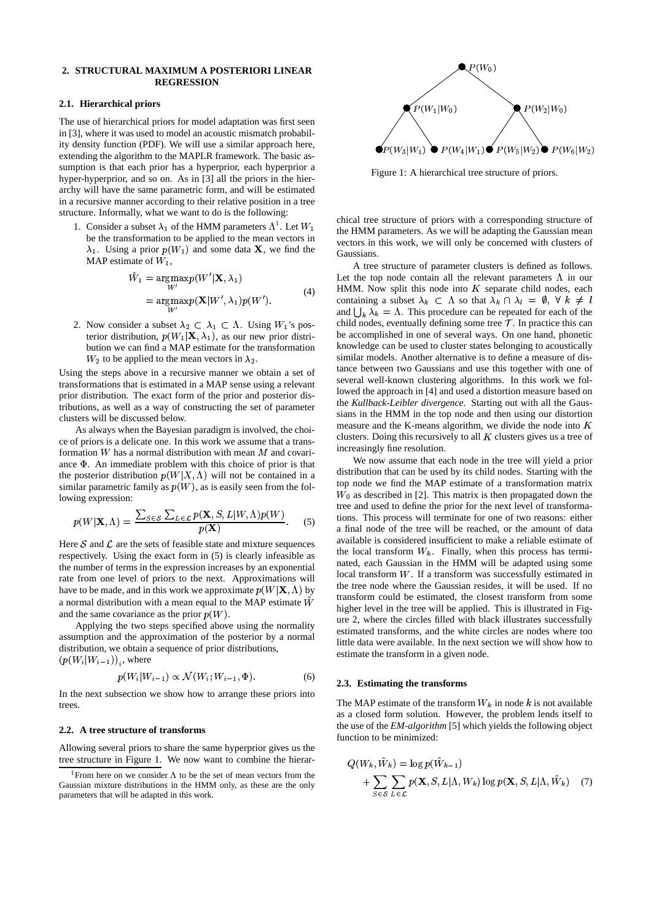## 2. STRUCTURAL MAXIMUM A POSTERIORI LINEAR REGRESSION

### 2.1. Hierarchical priors

The use of hierarchical priors for model adaptation was first seen in [3], where it was used to model an acoustic mismatch probability density function (PDF). We will use a similar approach here, extending the algorithm to the MAPLR framework. The basic assumption is that each prior has a hyperprior, each hyperprior a hyper-hyperprior, and so on. As in [3] all the priors in the hierarchy will have the same parametric form, and will be estimated in a recursive manner according to their relative position in a tree structure. Informally, what we want to do is the following:

1. Consider a subset $\lambda_1$ of the HMM parameters $\Lambda$[1]. Let $W_1$ be the transformation to be applied to the mean vectors in $\lambda_1$. Using a prior $p(W_1)$ and some data $\mathbf{X}$, we find the MAP estimate of $W_1$,

$$\begin{aligned} \hat{W}_1 &= \underset{W'}{\operatorname{argmax}} p(W'|\mathbf{X}, \lambda_1) \\ &= \underset{W'}{\operatorname{argmax}} p(\mathbf{X}|W', \lambda_1) p(W'). \end{aligned} \tag{4}$$

2. Now consider a subset $\lambda_2 \subset \lambda_1 \subset \Lambda$. Using $W_1$'s posterior distribution, $p(W_1|\mathbf{X}, \lambda_1)$, as our new prior distribution we can find a MAP estimate for the transformation $W_2$ to be applied to the mean vectors in $\lambda_2$.

Using the steps above in a recursive manner we obtain a set of transformations that is estimated in a MAP sense using a relevant prior distribution. The exact form of the prior and posterior distributions, as well as a way of constructing the set of parameter clusters will be discussed below.

As always when the Bayesian paradigm is involved, the choice of priors is a delicate one. In this work we assume that a transformation $W$ has a normal distribution with mean $M$ and covariance $\Phi$. An immediate problem with this choice of prior is that the posterior distribution $p(W|X, \Lambda)$ will not be contained in a similar parametric family as $p(W)$, as is easily seen from the following expression:

$$p(W|\mathbf{X}, \Lambda) = \frac{\sum_{S \in \mathcal{S}} \sum_{L \in \mathcal{L}} p(\mathbf{X}, S, L|W, \Lambda) p(W)}{p(\mathbf{X})}. \tag{5}$$

Here $\mathcal{S}$ and $\mathcal{L}$ are the sets of feasible state and mixture sequences respectively. Using the exact form in (5) is clearly infeasible as the number of terms in the expression increases by an exponential rate from one level of priors to the next. Approximations will have to be made, and in this work we approximate $p(W|\mathbf{X}, \Lambda)$ by a normal distribution with a mean equal to the MAP estimate $\hat{W}$ and the same covariance as the prior $p(W)$.

Applying the two steps specified above using the normality assumption and the approximation of the posterior by a normal distribution, we obtain a sequence of prior distributions, $(p(W_i|W_{i-1}))_i$, where

$$p(W_i|W_{i-1}) \propto \mathcal{N}(W_i; W_{i-1}, \Phi). \tag{6}$$

In the next subsection we show how to arrange these priors into trees.

### 2.2. A tree structure of transforms

Allowing several priors to share the same hyperprior gives us the tree structure in Figure 1. We now want to combine the hierarchical tree structure of priors with a corresponding structure of the HMM parameters. As we will be adapting the Gaussian mean vectors in this work, we will only be concerned with clusters of Gaussians.

Figure 1: A hierarchical tree structure of priors.

A tree structure of parameter clusters is defined as follows. Let the top node contain all the relevant parameters $\Lambda$ in our HMM. Now split this node into $K$ separate child nodes, each containing a subset $\lambda_k \subset \Lambda$ so that $\lambda_k \cap \lambda_l = \emptyset, \ \forall \ k \neq l$ and $\bigcup_k \lambda_k = \Lambda$. This procedure can be repeated for each of the child nodes, eventually defining some tree $\mathcal{T}$. In practice this can be accomplished in one of several ways. On one hand, phonetic knowledge can be used to cluster states belonging to acoustically similar models. Another alternative is to define a measure of distance between two Gaussians and use this together with one of several well-known clustering algorithms. In this work we followed the approach in [4] and used a distortion measure based on the *Kullback-Leibler divergence*. Starting out with all the Gaussians in the HMM in the top node and then using our distortion measure and the K-means algorithm, we divide the node into $K$ clusters. Doing this recursively to all $K$ clusters gives us a tree of increasingly fine resolution.

We now assume that each node in the tree will yield a prior distribution that can be used by its child nodes. Starting with the top node we find the MAP estimate of a transformation matrix $W_0$ as described in [2]. This matrix is then propagated down the tree and used to define the prior for the next level of transformations. This process will terminate for one of two reasons: either a final node of the tree will be reached, or the amount of data available is considered insufficient to make a reliable estimate of the local transform $W_k$. Finally, when this process has terminated, each Gaussian in the HMM will be adapted using some local transform $W$. If a transform was successfully estimated in the tree node where the Gaussian resides, it will be used. If no transform could be estimated, the closest transform from some higher level in the tree will be applied. This is illustrated in Figure 2, where the circles filled with black illustrates successfully estimated transforms, and the white circles are nodes where too little data were available. In the next section we will show how to estimate the transform in a given node.

### 2.3. Estimating the transforms

The MAP estimate of the transform $W_k$ in node $k$ is not available as a closed form solution. However, the problem lends itself to the use of the *EM-algorithm* [5] which yields the following object function to be minimized:

$$\begin{aligned} Q(W_k, \hat{W}_k) &= \log p(\hat{W}_{k-1}) \\ &+ \sum_{S \in \mathcal{S}} \sum_{L \in \mathcal{L}} p(\mathbf{X}, S, L|\Lambda, W_k) \log p(\mathbf{X}, S, L|\Lambda, \hat{W}_k) \end{aligned} \tag{7}$$

[1] From here on we consider $\Lambda$ to be the set of mean vectors from the Gaussian mixture distributions in the HMM only, as these are the only parameters that will be adapted in this work.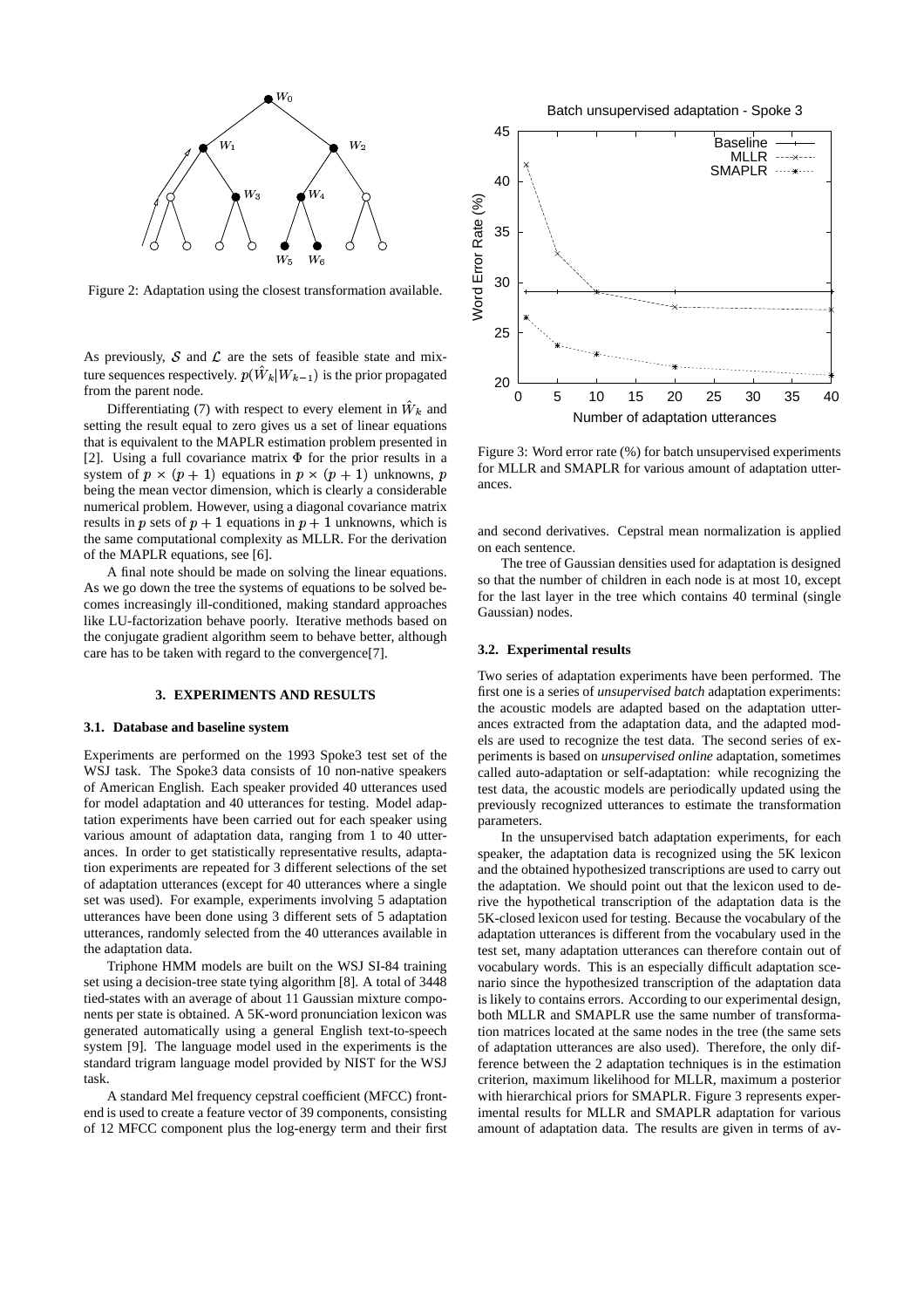Figure 2: Adaptation using the closest transformation available.

As previously, $\mathcal{S}$ and $\mathcal{L}$ are the sets of feasible state and mixture sequences respectively. $p(\hat{W}_k|W_{k-1})$ is the prior propagated from the parent node.

Differentiating (7) with respect to every element in $\hat{W}_k$ and setting the result equal to zero gives us a set of linear equations that is equivalent to the MAPLR estimation problem presented in [2]. Using a full covariance matrix $\Phi$ for the prior results in a system of $p \times (p+1)$ equations in $p \times (p+1)$ unknowns, $p$ being the mean vector dimension, which is clearly a considerable numerical problem. However, using a diagonal covariance matrix results in $p$ sets of $p+1$ equations in $p+1$ unknowns, which is the same computational complexity as MLLR. For the derivation of the MAPLR equations, see [6].

A final note should be made on solving the linear equations. As we go down the tree the systems of equations to be solved becomes increasingly ill-conditioned, making standard approaches like LU-factorization behave poorly. Iterative methods based on the conjugate gradient algorithm seem to behave better, although care has to be taken with regard to the convergence[7].

## 3. EXPERIMENTS AND RESULTS

### 3.1. Database and baseline system

Experiments are performed on the 1993 Spoke3 test set of the WSJ task. The Spoke3 data consists of 10 non-native speakers of American English. Each speaker provided 40 utterances used for model adaptation and 40 utterances for testing. Model adaptation experiments have been carried out for each speaker using various amount of adaptation data, ranging from 1 to 40 utterances. In order to get statistically representative results, adaptation experiments are repeated for 3 different selections of the set of adaptation utterances (except for 40 utterances where a single set was used). For example, experiments involving 5 adaptation utterances have been done using 3 different sets of 5 adaptation utterances, randomly selected from the 40 utterances available in the adaptation data.

Triphone HMM models are built on the WSJ SI-84 training set using a decision-tree state tying algorithm [8]. A total of 3448 tied-states with an average of about 11 Gaussian mixture components per state is obtained. A 5K-word pronunciation lexicon was generated automatically using a general English text-to-speech system [9]. The language model used in the experiments is the standard trigram language model provided by NIST for the WSJ task.

A standard Mel frequency cepstral coefficient (MFCC) frontend is used to create a feature vector of 39 components, consisting of 12 MFCC component plus the log-energy term and their first and second derivatives. Cepstral mean normalization is applied on each sentence.

The tree of Gaussian densities used for adaptation is designed so that the number of children in each node is at most 10, except for the last layer in the tree which contains 40 terminal (single Gaussian) nodes.

Figure 3: Word error rate (%) for batch unsupervised experiments for MLLR and SMAPLR for various amount of adaptation utterances.

### 3.2. Experimental results

Two series of adaptation experiments have been performed. The first one is a series of *unsupervised batch* adaptation experiments: the acoustic models are adapted based on the adaptation utterances extracted from the adaptation data, and the adapted models are used to recognize the test data. The second series of experiments is based on *unsupervised online* adaptation, sometimes called auto-adaptation or self-adaptation: while recognizing the test data, the acoustic models are periodically updated using the previously recognized utterances to estimate the transformation parameters.

In the unsupervised batch adaptation experiments, for each speaker, the adaptation data is recognized using the 5K lexicon and the obtained hypothesized transcriptions are used to carry out the adaptation. We should point out that the lexicon used to derive the hypothetical transcription of the adaptation data is the 5K-closed lexicon used for testing. Because the vocabulary of the adaptation utterances is different from the vocabulary used in the test set, many adaptation utterances can therefore contain out of vocabulary words. This is an especially difficult adaptation scenario since the hypothesized transcription of the adaptation data is likely to contains errors. According to our experimental design, both MLLR and SMAPLR use the same number of transformation matrices located at the same nodes in the tree (the same sets of adaptation utterances are also used). Therefore, the only difference between the 2 adaptation techniques is in the estimation criterion, maximum likelihood for MLLR, maximum a posterior with hierarchical priors for SMAPLR. Figure 3 represents experimental results for MLLR and SMAPLR adaptation for various amount of adaptation data. The results are given in terms of av-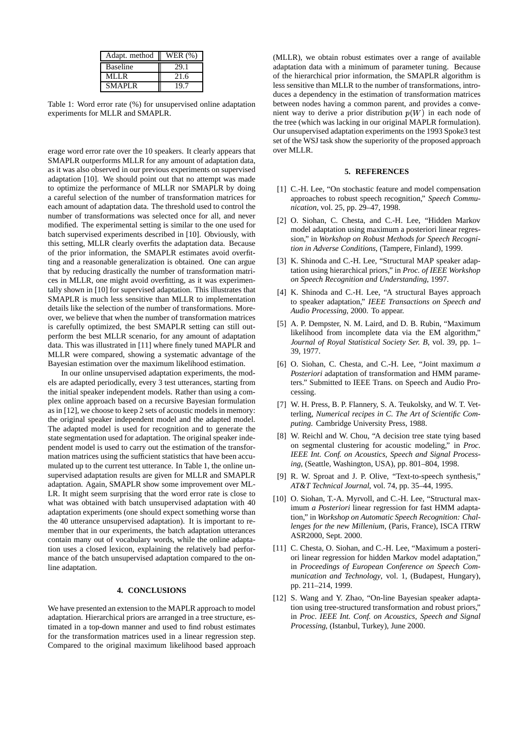| Adapt. method | WER (%) |
|---|---|
| Baseline | 29.1 |
| MLLR | 21.6 |
| SMAPLR | 19.7 |

Table 1: Word error rate (%) for unsupervised online adaptation experiments for MLLR and SMAPLR.

erage word error rate over the 10 speakers. It clearly appears that SMAPLR outperforms MLLR for any amount of adaptation data, as it was also observed in our previous experiments on supervised adaptation [10]. We should point out that no attempt was made to optimize the performance of MLLR nor SMAPLR by doing a careful selection of the number of transformation matrices for each amount of adaptation data. The threshold used to control the number of transformations was selected once for all, and never modified. The experimental setting is similar to the one used for batch supervised experiments described in [10]. Obviously, with this setting, MLLR clearly overfits the adaptation data. Because of the prior information, the SMAPLR estimates avoid overfitting and a reasonable generalization is obtained. One can argue that by reducing drastically the number of transformation matrices in MLLR, one might avoid overfitting, as it was experimentally shown in [10] for supervised adaptation. This illustrates that SMAPLR is much less sensitive than MLLR to implementation details like the selection of the number of transformations. Moreover, we believe that when the number of transformation matrices is carefully optimized, the best SMAPLR setting can still outperform the best MLLR scenario, for any amount of adaptation data. This was illustrated in [11] where finely tuned MAPLR and MLLR were compared, showing a systematic advantage of the Bayesian estimation over the maximum likelihood estimation.

In our online unsupervised adaptation experiments, the models are adapted periodically, every 3 test utterances, starting from the initial speaker independent models. Rather than using a complex online approach based on a recursive Bayesian formulation as in [12], we choose to keep 2 sets of acoustic models in memory: the original speaker independent model and the adapted model. The adapted model is used for recognition and to generate the state segmentation used for adaptation. The original speaker independent model is used to carry out the estimation of the transformation matrices using the sufficient statistics that have been accumulated up to the current test utterance. In Table 1, the online unsupervised adaptation results are given for MLLR and SMAPLR adaptation. Again, SMAPLR show some improvement over MLLR. It might seem surprising that the word error rate is close to what was obtained with batch unsupervised adaptation with 40 adaptation experiments (one should expect something worse than the 40 utterance unsupervised adaptation). It is important to remember that in our experiments, the batch adaptation utterances contain many out of vocabulary words, while the online adaptation uses a closed lexicon, explaining the relatively bad performance of the batch unsupervised adaptation compared to the online adaptation.

## 4. CONCLUSIONS

We have presented an extension to the MAPLR approach to model adaptation. Hierarchical priors are arranged in a tree structure, estimated in a top-down manner and used to find robust estimates for the transformation matrices used in a linear regression step. Compared to the original maximum likelihood based approach (MLLR), we obtain robust estimates over a range of available adaptation data with a minimum of parameter tuning. Because of the hierarchical prior information, the SMAPLR algorithm is less sensitive than MLLR to the number of transformations, introduces a dependency in the estimation of transformation matrices between nodes having a common parent, and provides a convenient way to derive a prior distribution $p(W)$ in each node of the tree (which was lacking in our original MAPLR formulation). Our unsupervised adaptation experiments on the 1993 Spoke3 test set of the WSJ task show the superiority of the proposed approach over MLLR.

## 5. REFERENCES

[1] C.-H. Lee, "On stochastic feature and model compensation approaches to robust speech recognition," *Speech Communication*, vol. 25, pp. 29–47, 1998.

[2] O. Siohan, C. Chesta, and C.-H. Lee, "Hidden Markov model adaptation using maximum a posteriori linear regression," in *Workshop on Robust Methods for Speech Recognition in Adverse Conditions*, (Tampere, Finland), 1999.

[3] K. Shinoda and C.-H. Lee, "Structural MAP speaker adaptation using hierarchical priors," in *Proc. of IEEE Workshop on Speech Recognition and Understanding*, 1997.

[4] K. Shinoda and C.-H. Lee, "A structural Bayes approach to speaker adaptation," *IEEE Transactions on Speech and Audio Processing*, 2000. To appear.

[5] A. P. Dempster, N. M. Laird, and D. B. Rubin, "Maximum likelihood from incomplete data via the EM algorithm," *Journal of Royal Statistical Society Ser. B*, vol. 39, pp. 1–39, 1977.

[6] O. Siohan, C. Chesta, and C.-H. Lee, "Joint maximum *a Posteriori* adaptation of transformation and HMM parameters." Submitted to IEEE Trans. on Speech and Audio Processing.

[7] W. H. Press, B. P. Flannery, S. A. Teukolsky, and W. T. Vetterling, *Numerical recipes in C. The Art of Scientific Computing*. Cambridge University Press, 1988.

[8] W. Reichl and W. Chou, "A decision tree state tying based on segmental clustering for acoustic modeling," in *Proc. IEEE Int. Conf. on Acoustics, Speech and Signal Processing*, (Seattle, Washington, USA), pp. 801–804, 1998.

[9] R. W. Sproat and J. P. Olive, "Text-to-speech synthesis," *AT&T Technical Journal*, vol. 74, pp. 35–44, 1995.

[10] O. Siohan, T.-A. Myrvoll, and C.-H. Lee, "Structural maximum *a Posteriori* linear regression for fast HMM adaptation," in *Workshop on Automatic Speech Recognition: Challenges for the new Millenium*, (Paris, France), ISCA ITRW ASR2000, Sept. 2000.

[11] C. Chesta, O. Siohan, and C.-H. Lee, "Maximum a posteriori linear regression for hidden Markov model adaptation," in *Proceedings of European Conference on Speech Communication and Technology*, vol. 1, (Budapest, Hungary), pp. 211–214, 1999.

[12] S. Wang and Y. Zhao, "On-line Bayesian speaker adaptation using tree-structured transformation and robust priors," in *Proc. IEEE Int. Conf. on Acoustics, Speech and Signal Processing*, (Istanbul, Turkey), June 2000.